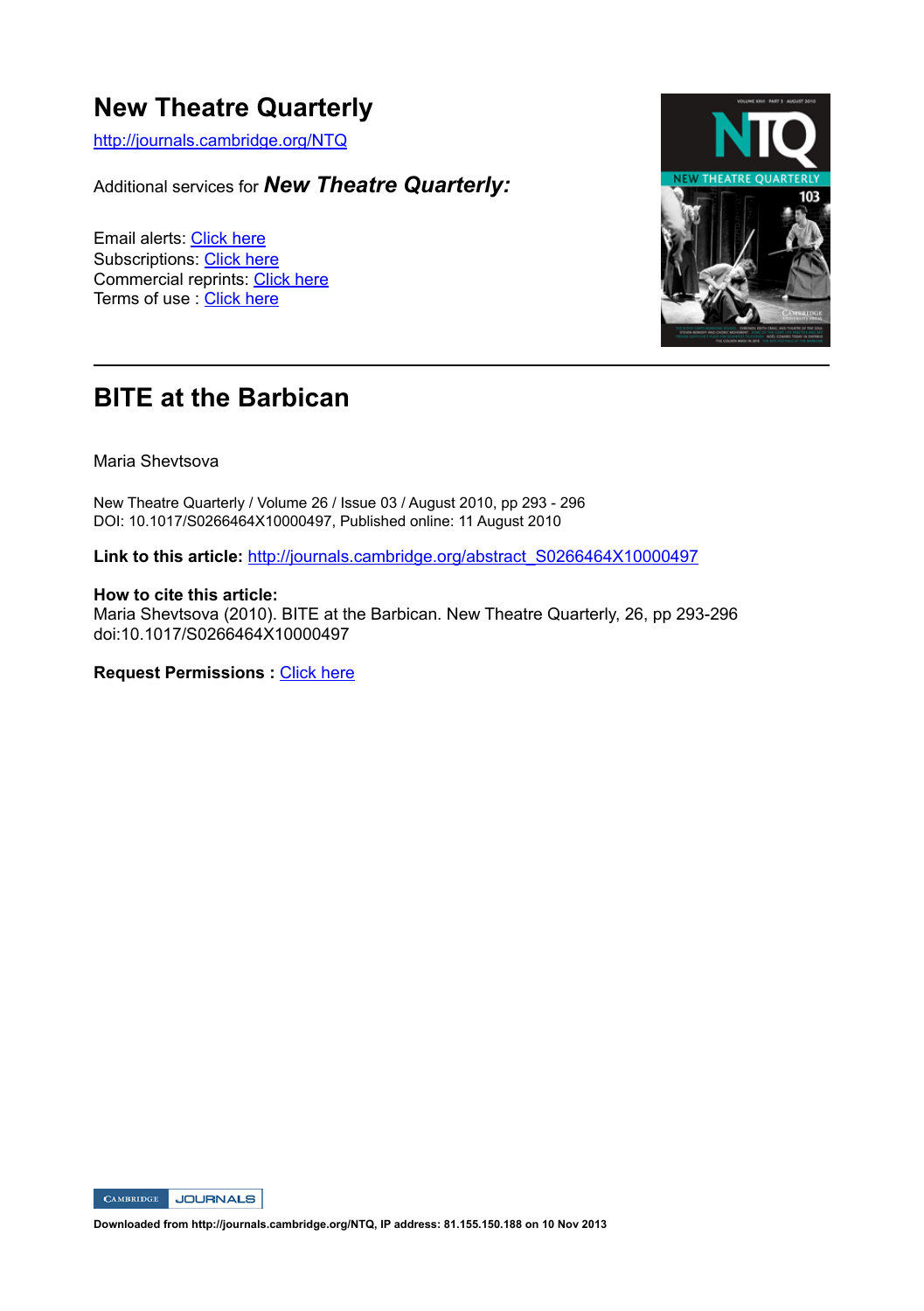# New Theatre Quarterly

http://journals.cambridge.org/NTQ

Additional services for ***New Theatre Quarterly:***

Email alerts: Click here
Subscriptions: Click here
Commercial reprints: Click here
Terms of use : Click here

## BITE at the Barbican

Maria Shevtsova

New Theatre Quarterly / Volume 26 / Issue 03 / August 2010, pp 293 - 296
DOI: 10.1017/S0266464X10000497, Published online: 11 August 2010

**Link to this article:** http://journals.cambridge.org/abstract_S0266464X10000497

**How to cite this article:**
Maria Shevtsova (2010). BITE at the Barbican. New Theatre Quarterly, 26, pp 293-296 doi:10.1017/S0266464X10000497

**Request Permissions :** Click here

**Downloaded from http://journals.cambridge.org/NTQ, IP address: 81.155.150.188 on 10 Nov 2013**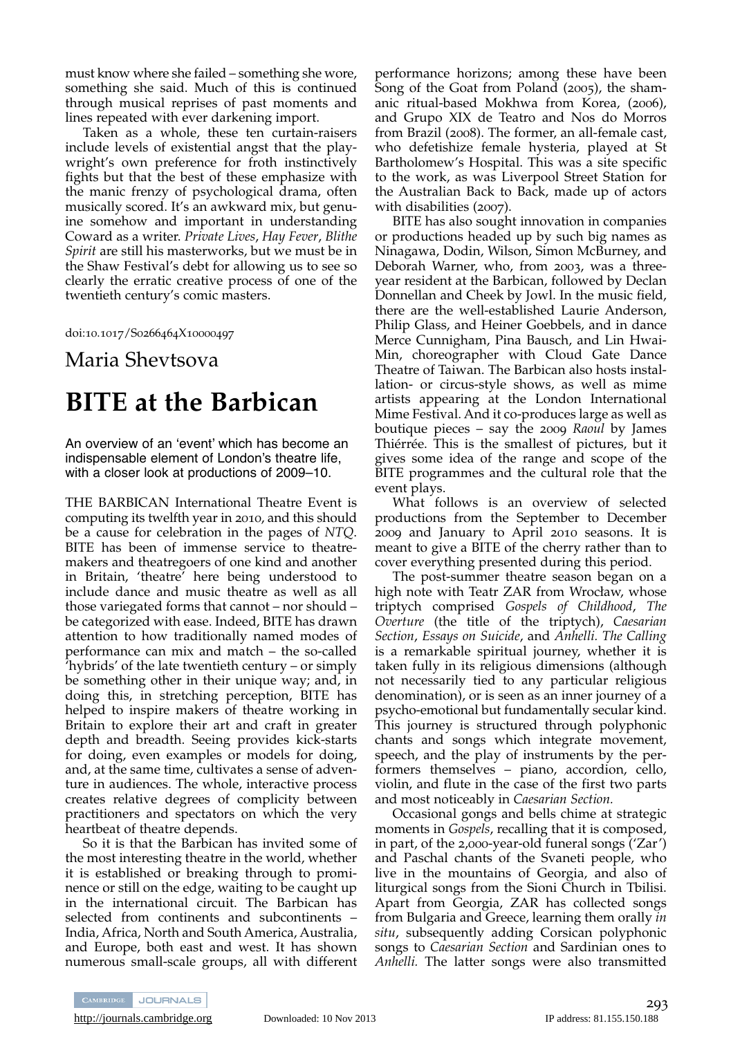must know where she failed – something she wore, something she said. Much of this is continued through musical reprises of past moments and lines repeated with ever darkening import.

Taken as a whole, these ten curtain-raisers include levels of existential angst that the playwright's own preference for froth instinctively fights but that the best of these emphasize with the manic frenzy of psychological drama, often musically scored. It's an awkward mix, but genuine somehow and important in understanding Coward as a writer. *Private Lives*, *Hay Fever*, *Blithe Spirit* are still his masterworks, but we must be in the Shaw Festival's debt for allowing us to see so clearly the erratic creative process of one of the twentieth century's comic masters.

doi:10.1017/S0266464X10000497

## Maria Shevtsova

# BITE at the Barbican

An overview of an 'event' which has become an indispensable element of London's theatre life, with a closer look at productions of 2009–10.

THE BARBICAN International Theatre Event is computing its twelfth year in 2010, and this should be a cause for celebration in the pages of *NTQ*. BITE has been of immense service to theatre-makers and theatregoers of one kind and another in Britain, 'theatre' here being understood to include dance and music theatre as well as all those variegated forms that cannot – nor should – be categorized with ease. Indeed, BITE has drawn attention to how traditionally named modes of performance can mix and match – the so-called 'hybrids' of the late twentieth century – or simply be something other in their unique way; and, in doing this, in stretching perception, BITE has helped to inspire makers of theatre working in Britain to explore their art and craft in greater depth and breadth. Seeing provides kick-starts for doing, even examples or models for doing, and, at the same time, cultivates a sense of adventure in audiences. The whole, interactive process creates relative degrees of complicity between practitioners and spectators on which the very heartbeat of theatre depends.

So it is that the Barbican has invited some of the most interesting theatre in the world, whether it is established or breaking through to prominence or still on the edge, waiting to be caught up in the international circuit. The Barbican has selected from continents and subcontinents – India, Africa, North and South America, Australia, and Europe, both east and west. It has shown numerous small-scale groups, all with different performance horizons; among these have been Song of the Goat from Poland (2005), the shamanic ritual-based Mokhwa from Korea, (2006), and Grupo XIX de Teatro and Nos do Morros from Brazil (2008). The former, an all-female cast, who defetishize female hysteria, played at St Bartholomew's Hospital. This was a site specific to the work, as was Liverpool Street Station for the Australian Back to Back, made up of actors with disabilities (2007).

BITE has also sought innovation in companies or productions headed up by such big names as Ninagawa, Dodin, Wilson, Simon McBurney, and Deborah Warner, who, from 2003, was a three-year resident at the Barbican, followed by Declan Donnellan and Cheek by Jowl. In the music field, there are the well-established Laurie Anderson, Philip Glass, and Heiner Goebbels, and in dance Merce Cunnigham, Pina Bausch, and Lin Hwai-Min, choreographer with Cloud Gate Dance Theatre of Taiwan. The Barbican also hosts installation- or circus-style shows, as well as mime artists appearing at the London International Mime Festival. And it co-produces large as well as boutique pieces – say the 2009 *Raoul* by James Thiérrée. This is the smallest of pictures, but it gives some idea of the range and scope of the BITE programmes and the cultural role that the event plays.

What follows is an overview of selected productions from the September to December 2009 and January to April 2010 seasons. It is meant to give a BITE of the cherry rather than to cover everything presented during this period.

The post-summer theatre season began on a high note with Teatr ZAR from Wrocław, whose triptych comprised *Gospels of Childhood*, *The Overture* (the title of the triptych), *Caesarian Section*, *Essays on Suicide*, and *Anhelli. The Calling* is a remarkable spiritual journey, whether it is taken fully in its religious dimensions (although not necessarily tied to any particular religious denomination), or is seen as an inner journey of a psycho-emotional but fundamentally secular kind. This journey is structured through polyphonic chants and songs which integrate movement, speech, and the play of instruments by the performers themselves – piano, accordion, cello, violin, and flute in the case of the first two parts and most noticeably in *Caesarian Section.*

Occasional gongs and bells chime at strategic moments in *Gospels*, recalling that it is composed, in part, of the 2,000-year-old funeral songs ('Zar') and Paschal chants of the Svaneti people, who live in the mountains of Georgia, and also of liturgical songs from the Sioni Church in Tbilisi. Apart from Georgia, ZAR has collected songs from Bulgaria and Greece, learning them orally *in situ*, subsequently adding Corsican polyphonic songs to *Caesarian Section* and Sardinian ones to *Anhelli.* The latter songs were also transmitted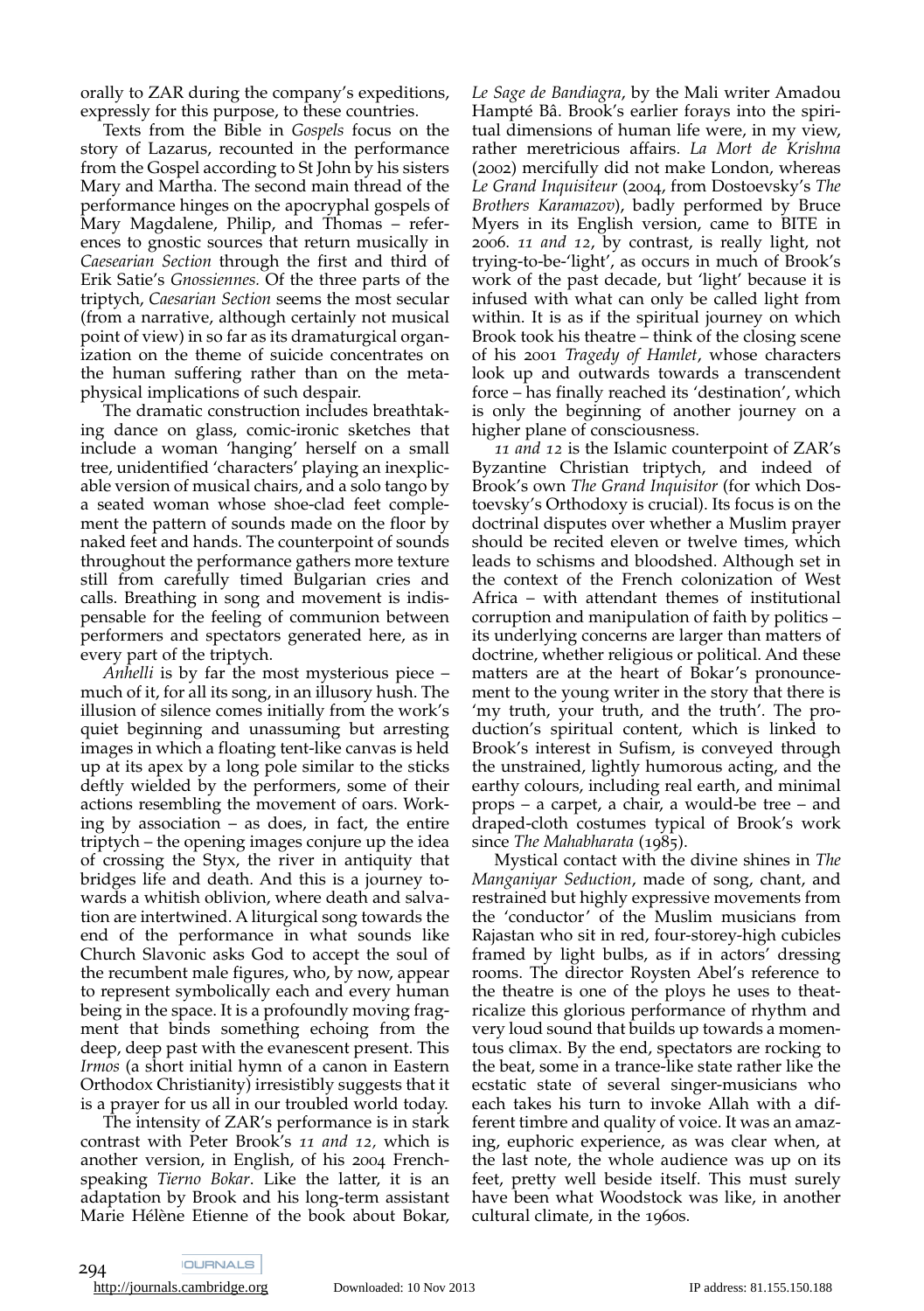orally to ZAR during the company's expeditions, expressly for this purpose, to these countries.

Texts from the Bible in *Gospels* focus on the story of Lazarus, recounted in the performance from the Gospel according to St John by his sisters Mary and Martha. The second main thread of the performance hinges on the apocryphal gospels of Mary Magdalene, Philip, and Thomas – references to gnostic sources that return musically in *Caesearian Section* through the first and third of Erik Satie's *Gnossiennes.* Of the three parts of the triptych, *Caesarian Section* seems the most secular (from a narrative, although certainly not musical point of view) in so far as its dramaturgical organization on the theme of suicide concentrates on the human suffering rather than on the metaphysical implications of such despair.

The dramatic construction includes breathtaking dance on glass, comic-ironic sketches that include a woman 'hanging' herself on a small tree, unidentified 'characters' playing an inexplicable version of musical chairs, and a solo tango by a seated woman whose shoe-clad feet complement the pattern of sounds made on the floor by naked feet and hands. The counterpoint of sounds throughout the performance gathers more texture still from carefully timed Bulgarian cries and calls. Breathing in song and movement is indispensable for the feeling of communion between performers and spectators generated here, as in every part of the triptych.

*Anhelli* is by far the most mysterious piece – much of it, for all its song, in an illusory hush. The illusion of silence comes initially from the work's quiet beginning and unassuming but arresting images in which a floating tent-like canvas is held up at its apex by a long pole similar to the sticks deftly wielded by the performers, some of their actions resembling the movement of oars. Working by association – as does, in fact, the entire triptych – the opening images conjure up the idea of crossing the Styx, the river in antiquity that bridges life and death. And this is a journey towards a whitish oblivion, where death and salvation are intertwined. A liturgical song towards the end of the performance in what sounds like Church Slavonic asks God to accept the soul of the recumbent male figures, who, by now, appear to represent symbolically each and every human being in the space. It is a profoundly moving fragment that binds something echoing from the deep, deep past with the evanescent present. This *Irmos* (a short initial hymn of a canon in Eastern Orthodox Christianity) irresistibly suggests that it is a prayer for us all in our troubled world today.

The intensity of ZAR's performance is in stark contrast with Peter Brook's *11 and 12,* which is another version, in English, of his 2004 French-speaking *Tierno Bokar*. Like the latter, it is an adaptation by Brook and his long-term assistant Marie Hélène Etienne of the book about Bokar, *Le Sage de Bandiagra*, by the Mali writer Amadou Hampté Bâ. Brook's earlier forays into the spiritual dimensions of human life were, in my view, rather meretricious affairs. *La Mort de Krishna* (2002) mercifully did not make London, whereas *Le Grand Inquisiteur* (2004, from Dostoevsky's *The Brothers Karamazov*), badly performed by Bruce Myers in its English version, came to BITE in 2006. *11 and 12*, by contrast, is really light, not trying-to-be-'light', as occurs in much of Brook's work of the past decade, but 'light' because it is infused with what can only be called light from within. It is as if the spiritual journey on which Brook took his theatre – think of the closing scene of his 2001 *Tragedy of Hamlet*, whose characters look up and outwards towards a transcendent force – has finally reached its 'destination', which is only the beginning of another journey on a higher plane of consciousness.

*11 and 12* is the Islamic counterpoint of ZAR's Byzantine Christian triptych, and indeed of Brook's own *The Grand Inquisitor* (for which Dostoevsky's Orthodoxy is crucial). Its focus is on the doctrinal disputes over whether a Muslim prayer should be recited eleven or twelve times, which leads to schisms and bloodshed. Although set in the context of the French colonization of West Africa – with attendant themes of institutional corruption and manipulation of faith by politics – its underlying concerns are larger than matters of doctrine, whether religious or political. And these matters are at the heart of Bokar's pronouncement to the young writer in the story that there is 'my truth, your truth, and the truth'. The production's spiritual content, which is linked to Brook's interest in Sufism, is conveyed through the unstrained, lightly humorous acting, and the earthy colours, including real earth, and minimal props – a carpet, a chair, a would-be tree – and draped-cloth costumes typical of Brook's work since *The Mahabharata* (1985).

Mystical contact with the divine shines in *The Manganiyar Seduction*, made of song, chant, and restrained but highly expressive movements from the 'conductor' of the Muslim musicians from Rajastan who sit in red, four-storey-high cubicles framed by light bulbs, as if in actors' dressing rooms. The director Roysten Abel's reference to the theatre is one of the ploys he uses to theatricalize this glorious performance of rhythm and very loud sound that builds up towards a momentous climax. By the end, spectators are rocking to the beat, some in a trance-like state rather like the ecstatic state of several singer-musicians who each takes his turn to invoke Allah with a different timbre and quality of voice. It was an amazing, euphoric experience, as was clear when, at the last note, the whole audience was up on its feet, pretty well beside itself. This must surely have been what Woodstock was like, in another cultural climate, in the 1960s.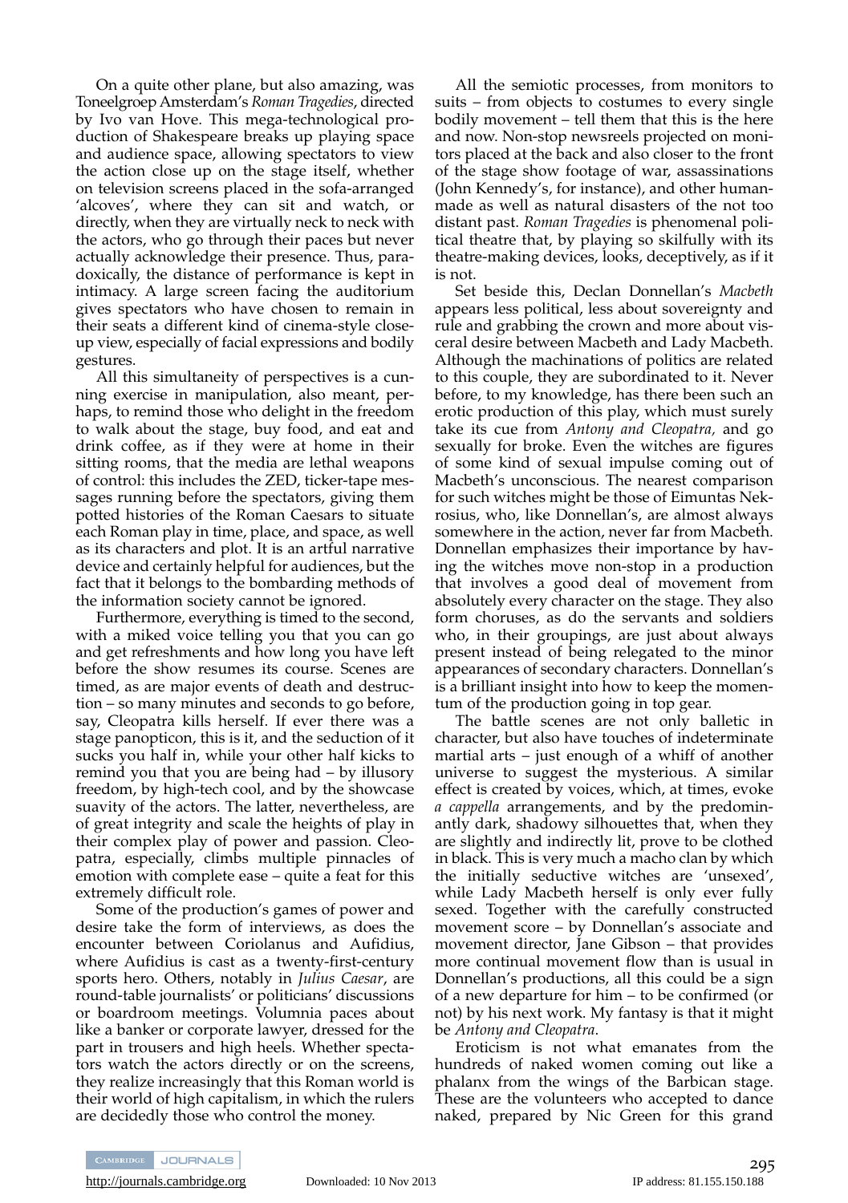On a quite other plane, but also amazing, was Toneelgroep Amsterdam's *Roman Tragedies*, directed by Ivo van Hove. This mega-technological production of Shakespeare breaks up playing space and audience space, allowing spectators to view the action close up on the stage itself, whether on television screens placed in the sofa-arranged 'alcoves', where they can sit and watch, or directly, when they are virtually neck to neck with the actors, who go through their paces but never actually acknowledge their presence. Thus, paradoxically, the distance of performance is kept in intimacy. A large screen facing the auditorium gives spectators who have chosen to remain in their seats a different kind of cinema-style close-up view, especially of facial expressions and bodily gestures.

All this simultaneity of perspectives is a cunning exercise in manipulation, also meant, perhaps, to remind those who delight in the freedom to walk about the stage, buy food, and eat and drink coffee, as if they were at home in their sitting rooms, that the media are lethal weapons of control: this includes the ZED, ticker-tape messages running before the spectators, giving them potted histories of the Roman Caesars to situate each Roman play in time, place, and space, as well as its characters and plot. It is an artful narrative device and certainly helpful for audiences, but the fact that it belongs to the bombarding methods of the information society cannot be ignored.

Furthermore, everything is timed to the second, with a miked voice telling you that you can go and get refreshments and how long you have left before the show resumes its course. Scenes are timed, as are major events of death and destruction – so many minutes and seconds to go before, say, Cleopatra kills herself. If ever there was a stage panopticon, this is it, and the seduction of it sucks you half in, while your other half kicks to remind you that you are being had – by illusory freedom, by high-tech cool, and by the showcase suavity of the actors. The latter, nevertheless, are of great integrity and scale the heights of play in their complex play of power and passion. Cleopatra, especially, climbs multiple pinnacles of emotion with complete ease – quite a feat for this extremely difficult role.

Some of the production's games of power and desire take the form of interviews, as does the encounter between Coriolanus and Aufidius, where Aufidius is cast as a twenty-first-century sports hero. Others, notably in *Julius Caesar*, are round-table journalists' or politicians' discussions or boardroom meetings. Volumnia paces about like a banker or corporate lawyer, dressed for the part in trousers and high heels. Whether spectators watch the actors directly or on the screens, they realize increasingly that this Roman world is their world of high capitalism, in which the rulers are decidedly those who control the money.

All the semiotic processes, from monitors to suits – from objects to costumes to every single bodily movement – tell them that this is the here and now. Non-stop newsreels projected on monitors placed at the back and also closer to the front of the stage show footage of war, assassinations (John Kennedy's, for instance), and other human-made as well as natural disasters of the not too distant past. *Roman Tragedies* is phenomenal political theatre that, by playing so skilfully with its theatre-making devices, looks, deceptively, as if it is not.

Set beside this, Declan Donnellan's *Macbeth* appears less political, less about sovereignty and rule and grabbing the crown and more about visceral desire between Macbeth and Lady Macbeth. Although the machinations of politics are related to this couple, they are subordinated to it. Never before, to my knowledge, has there been such an erotic production of this play, which must surely take its cue from *Antony and Cleopatra,* and go sexually for broke. Even the witches are figures of some kind of sexual impulse coming out of Macbeth's unconscious. The nearest comparison for such witches might be those of Eimuntas Nekrosius, who, like Donnellan's, are almost always somewhere in the action, never far from Macbeth. Donnellan emphasizes their importance by having the witches move non-stop in a production that involves a good deal of movement from absolutely every character on the stage. They also form choruses, as do the servants and soldiers who, in their groupings, are just about always present instead of being relegated to the minor appearances of secondary characters. Donnellan's is a brilliant insight into how to keep the momentum of the production going in top gear.

The battle scenes are not only balletic in character, but also have touches of indeterminate martial arts – just enough of a whiff of another universe to suggest the mysterious. A similar effect is created by voices, which, at times, evoke *a cappella* arrangements, and by the predominantly dark, shadowy silhouettes that, when they are slightly and indirectly lit, prove to be clothed in black. This is very much a macho clan by which the initially seductive witches are 'unsexed', while Lady Macbeth herself is only ever fully sexed. Together with the carefully constructed movement score – by Donnellan's associate and movement director, Jane Gibson – that provides more continual movement flow than is usual in Donnellan's productions, all this could be a sign of a new departure for him – to be confirmed (or not) by his next work. My fantasy is that it might be *Antony and Cleopatra*.

Eroticism is not what emanates from the hundreds of naked women coming out like a phalanx from the wings of the Barbican stage. These are the volunteers who accepted to dance naked, prepared by Nic Green for this grand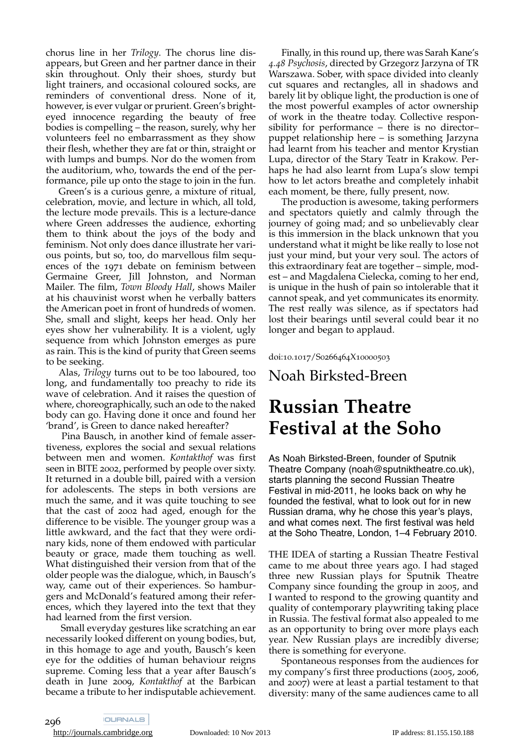chorus line in her *Trilogy*. The chorus line disappears, but Green and her partner dance in their skin throughout. Only their shoes, sturdy but light trainers, and occasional coloured socks, are reminders of conventional dress. None of it, however, is ever vulgar or prurient. Green's bright-eyed innocence regarding the beauty of free bodies is compelling – the reason, surely, why her volunteers feel no embarrassment as they show their flesh, whether they are fat or thin, straight or with lumps and bumps. Nor do the women from the auditorium, who, towards the end of the performance, pile up onto the stage to join in the fun.

Green's is a curious genre, a mixture of ritual, celebration, movie, and lecture in which, all told, the lecture mode prevails. This is a lecture-dance where Green addresses the audience, exhorting them to think about the joys of the body and feminism. Not only does dance illustrate her various points, but so, too, do marvellous film sequences of the 1971 debate on feminism between Germaine Greer, Jill Johnston, and Norman Mailer. The film, *Town Bloody Hall*, shows Mailer at his chauvinist worst when he verbally batters the American poet in front of hundreds of women. She, small and slight, keeps her head. Only her eyes show her vulnerability. It is a violent, ugly sequence from which Johnston emerges as pure as rain. This is the kind of purity that Green seems to be seeking.

Alas, *Trilogy* turns out to be too laboured, too long, and fundamentally too preachy to ride its wave of celebration. And it raises the question of where, choreographically, such an ode to the naked body can go. Having done it once and found her 'brand', is Green to dance naked hereafter?

Pina Bausch, in another kind of female assertiveness, explores the social and sexual relations between men and women. *Kontakthof* was first seen in BITE 2002, performed by people over sixty. It returned in a double bill, paired with a version for adolescents. The steps in both versions are much the same, and it was quite touching to see that the cast of 2002 had aged, enough for the difference to be visible. The younger group was a little awkward, and the fact that they were ordinary kids, none of them endowed with particular beauty or grace, made them touching as well. What distinguished their version from that of the older people was the dialogue, which, in Bausch's way, came out of their experiences. So hamburgers and McDonald's featured among their references, which they layered into the text that they had learned from the first version.

Small everyday gestures like scratching an ear necessarily looked different on young bodies, but, in this homage to age and youth, Bausch's keen eye for the oddities of human behaviour reigns supreme. Coming less that a year after Bausch's death in June 2009, *Kontakthof* at the Barbican became a tribute to her indisputable achievement.

Finally, in this round up, there was Sarah Kane's *4.48 Psychosis*, directed by Grzegorz Jarzyna of TR Warszawa. Sober, with space divided into cleanly cut squares and rectangles, all in shadows and barely lit by oblique light, the production is one of the most powerful examples of actor ownership of work in the theatre today. Collective responsibility for performance – there is no director–puppet relationship here – is something Jarzyna had learnt from his teacher and mentor Krystian Lupa, director of the Stary Teatr in Krakow. Perhaps he had also learnt from Lupa's slow tempi how to let actors breathe and completely inhabit each moment, be there, fully present, now.

The production is awesome, taking performers and spectators quietly and calmly through the journey of going mad; and so unbelievably clear is this immersion in the black unknown that you understand what it might be like really to lose not just your mind, but your very soul. The actors of this extraordinary feat are together – simple, modest – and Magdalena Cielecka, coming to her end, is unique in the hush of pain so intolerable that it cannot speak, and yet communicates its enormity. The rest really was silence, as if spectators had lost their bearings until several could bear it no longer and began to applaud.

doi:10.1017/S0266464X10000503

Noah Birksted-Breen

# Russian Theatre Festival at the Soho

As Noah Birksted-Breen, founder of Sputnik Theatre Company (noah@sputniktheatre.co.uk), starts planning the second Russian Theatre Festival in mid-2011, he looks back on why he founded the festival, what to look out for in new Russian drama, why he chose this year's plays, and what comes next. The first festival was held at the Soho Theatre, London, 1–4 February 2010.

THE IDEA of starting a Russian Theatre Festival came to me about three years ago. I had staged three new Russian plays for Sputnik Theatre Company since founding the group in 2005, and I wanted to respond to the growing quantity and quality of contemporary playwriting taking place in Russia. The festival format also appealed to me as an opportunity to bring over more plays each year. New Russian plays are incredibly diverse; there is something for everyone.

Spontaneous responses from the audiences for my company's first three productions (2005, 2006, and 2007) were at least a partial testament to that diversity: many of the same audiences came to all